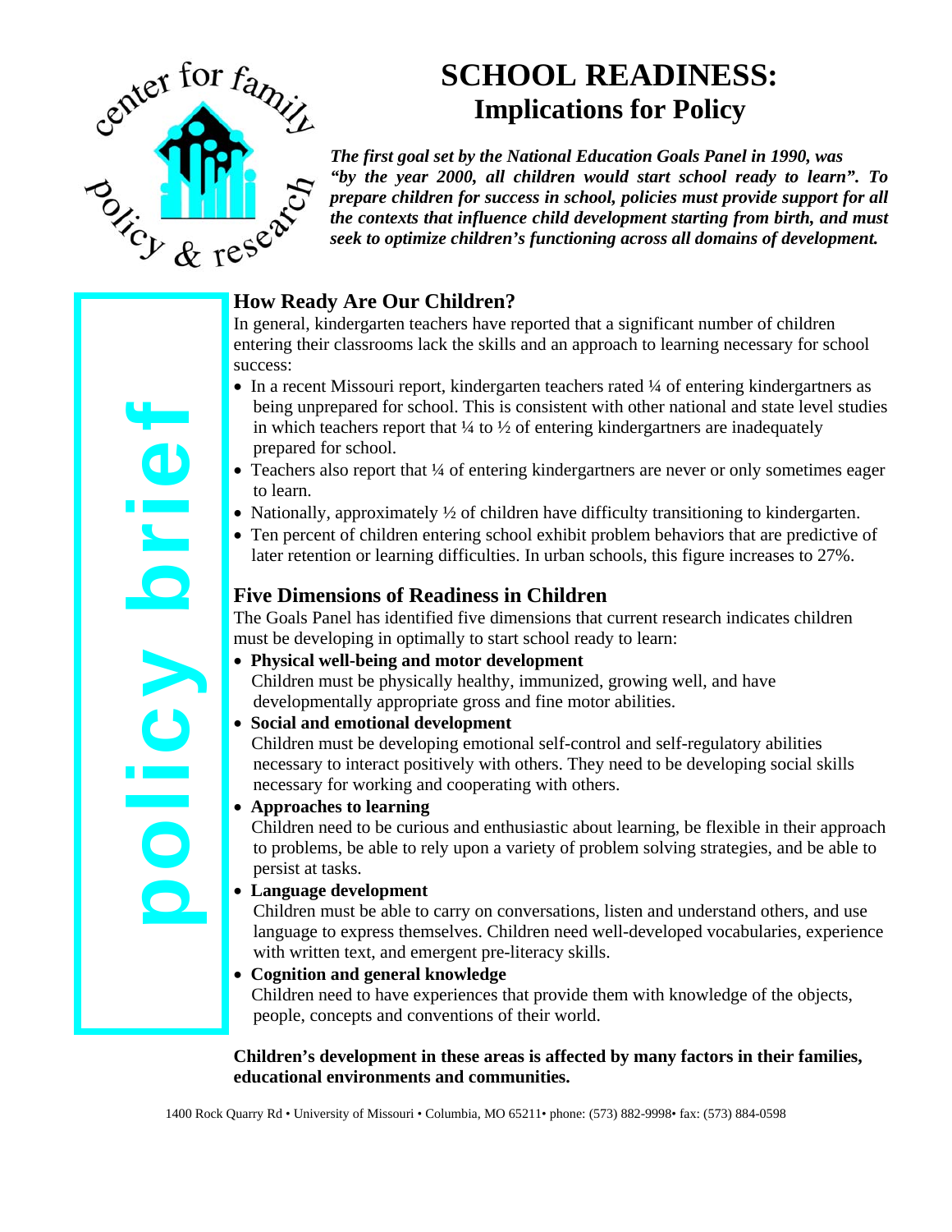center for family policy & research

# SCHOOL READINESS: Implications for Policy

***The first goal set by the National Education Goals Panel in 1990, was "by the year 2000, all children would start school ready to learn". To prepare children for success in school, policies must provide support for all the contexts that influence child development starting from birth, and must seek to optimize children's functioning across all domains of development.***

policy brief

## How Ready Are Our Children?

In general, kindergarten teachers have reported that a significant number of children entering their classrooms lack the skills and an approach to learning necessary for school success:

- In a recent Missouri report, kindergarten teachers rated ¼ of entering kindergartners as being unprepared for school. This is consistent with other national and state level studies in which teachers report that ¼ to ½ of entering kindergartners are inadequately prepared for school.
- Teachers also report that ¼ of entering kindergartners are never or only sometimes eager to learn.
- Nationally, approximately ½ of children have difficulty transitioning to kindergarten.
- Ten percent of children entering school exhibit problem behaviors that are predictive of later retention or learning difficulties. In urban schools, this figure increases to 27%.

## Five Dimensions of Readiness in Children

The Goals Panel has identified five dimensions that current research indicates children must be developing in optimally to start school ready to learn:

- **Physical well-being and motor development**
  Children must be physically healthy, immunized, growing well, and have developmentally appropriate gross and fine motor abilities.
- **Social and emotional development**
  Children must be developing emotional self-control and self-regulatory abilities necessary to interact positively with others. They need to be developing social skills necessary for working and cooperating with others.
- **Approaches to learning**
  Children need to be curious and enthusiastic about learning, be flexible in their approach to problems, be able to rely upon a variety of problem solving strategies, and be able to persist at tasks.
- **Language development**
  Children must be able to carry on conversations, listen and understand others, and use language to express themselves. Children need well-developed vocabularies, experience with written text, and emergent pre-literacy skills.
- **Cognition and general knowledge**
  Children need to have experiences that provide them with knowledge of the objects, people, concepts and conventions of their world.

**Children's development in these areas is affected by many factors in their families, educational environments and communities.**

1400 Rock Quarry Rd • University of Missouri • Columbia, MO 65211• phone: (573) 882-9998• fax: (573) 884-0598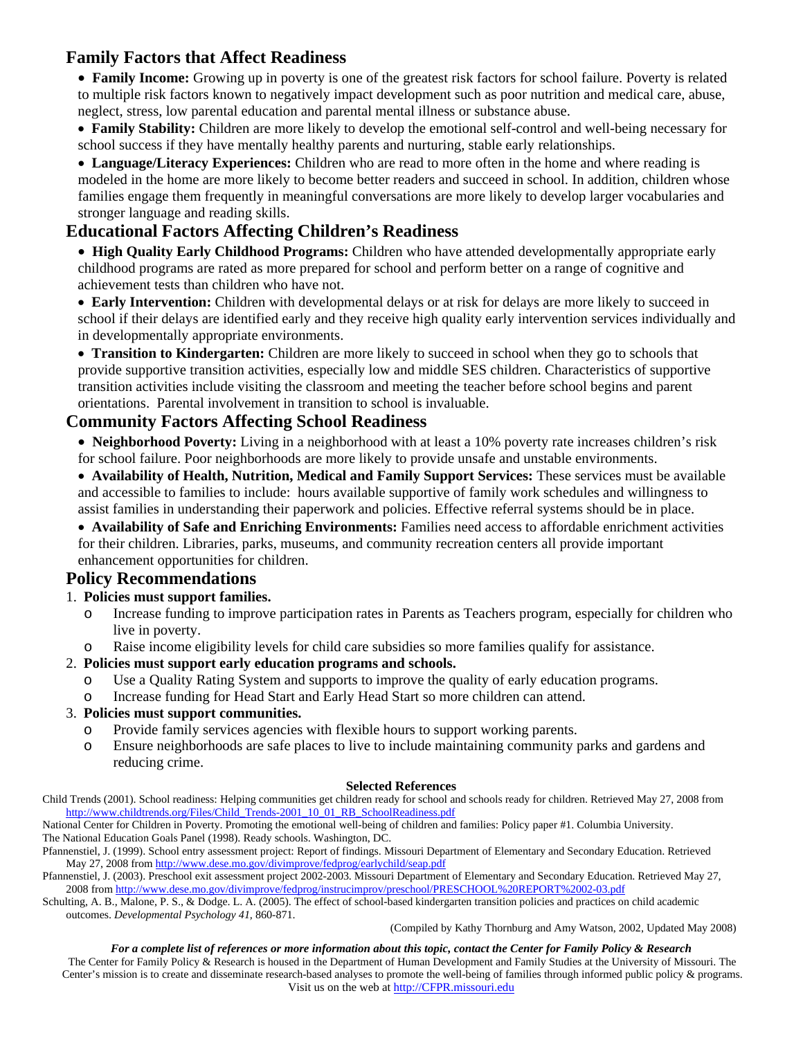## Family Factors that Affect Readiness

- **Family Income:** Growing up in poverty is one of the greatest risk factors for school failure. Poverty is related to multiple risk factors known to negatively impact development such as poor nutrition and medical care, abuse, neglect, stress, low parental education and parental mental illness or substance abuse.
- **Family Stability:** Children are more likely to develop the emotional self-control and well-being necessary for school success if they have mentally healthy parents and nurturing, stable early relationships.
- **Language/Literacy Experiences:** Children who are read to more often in the home and where reading is modeled in the home are more likely to become better readers and succeed in school. In addition, children whose families engage them frequently in meaningful conversations are more likely to develop larger vocabularies and stronger language and reading skills.

## Educational Factors Affecting Children's Readiness

- **High Quality Early Childhood Programs:** Children who have attended developmentally appropriate early childhood programs are rated as more prepared for school and perform better on a range of cognitive and achievement tests than children who have not.
- **Early Intervention:** Children with developmental delays or at risk for delays are more likely to succeed in school if their delays are identified early and they receive high quality early intervention services individually and in developmentally appropriate environments.
- **Transition to Kindergarten:** Children are more likely to succeed in school when they go to schools that provide supportive transition activities, especially low and middle SES children. Characteristics of supportive transition activities include visiting the classroom and meeting the teacher before school begins and parent orientations. Parental involvement in transition to school is invaluable.

## Community Factors Affecting School Readiness

- **Neighborhood Poverty:** Living in a neighborhood with at least a 10% poverty rate increases children's risk for school failure. Poor neighborhoods are more likely to provide unsafe and unstable environments.
- **Availability of Health, Nutrition, Medical and Family Support Services:** These services must be available and accessible to families to include: hours available supportive of family work schedules and willingness to assist families in understanding their paperwork and policies. Effective referral systems should be in place.
- **Availability of Safe and Enriching Environments:** Families need access to affordable enrichment activities for their children. Libraries, parks, museums, and community recreation centers all provide important enhancement opportunities for children.

## Policy Recommendations

1. **Policies must support families.**
   - Increase funding to improve participation rates in Parents as Teachers program, especially for children who live in poverty.
   - Raise income eligibility levels for child care subsidies so more families qualify for assistance.
2. **Policies must support early education programs and schools.**
   - Use a Quality Rating System and supports to improve the quality of early education programs.
   - Increase funding for Head Start and Early Head Start so more children can attend.
3. **Policies must support communities.**
   - Provide family services agencies with flexible hours to support working parents.
   - Ensure neighborhoods are safe places to live to include maintaining community parks and gardens and reducing crime.

**Selected References**

Child Trends (2001). School readiness: Helping communities get children ready for school and schools ready for children. Retrieved May 27, 2008 from http://www.childtrends.org/Files/Child_Trends-2001_10_01_RB_SchoolReadiness.pdf

National Center for Children in Poverty. Promoting the emotional well-being of children and families: Policy paper #1. Columbia University.

The National Education Goals Panel (1998). Ready schools. Washington, DC.

Pfannenstiel, J. (1999). School entry assessment project: Report of findings. Missouri Department of Elementary and Secondary Education. Retrieved May 27, 2008 from http://www.dese.mo.gov/divimprove/fedprog/earlychild/seap.pdf

Pfannenstiel, J. (2003). Preschool exit assessment project 2002-2003. Missouri Department of Elementary and Secondary Education. Retrieved May 27, 2008 from http://www.dese.mo.gov/divimprove/fedprog/instrucimprov/preschool/PRESCHOOL%20REPORT%2002-03.pdf

Schulting, A. B., Malone, P. S., & Dodge. L. A. (2005). The effect of school-based kindergarten transition policies and practices on child academic outcomes. *Developmental Psychology 41*, 860-871.

(Compiled by Kathy Thornburg and Amy Watson, 2002, Updated May 2008)

***For a complete list of references or more information about this topic, contact the Center for Family Policy & Research***

The Center for Family Policy & Research is housed in the Department of Human Development and Family Studies at the University of Missouri. The Center's mission is to create and disseminate research-based analyses to promote the well-being of families through informed public policy & programs. Visit us on the web at http://CFPR.missouri.edu